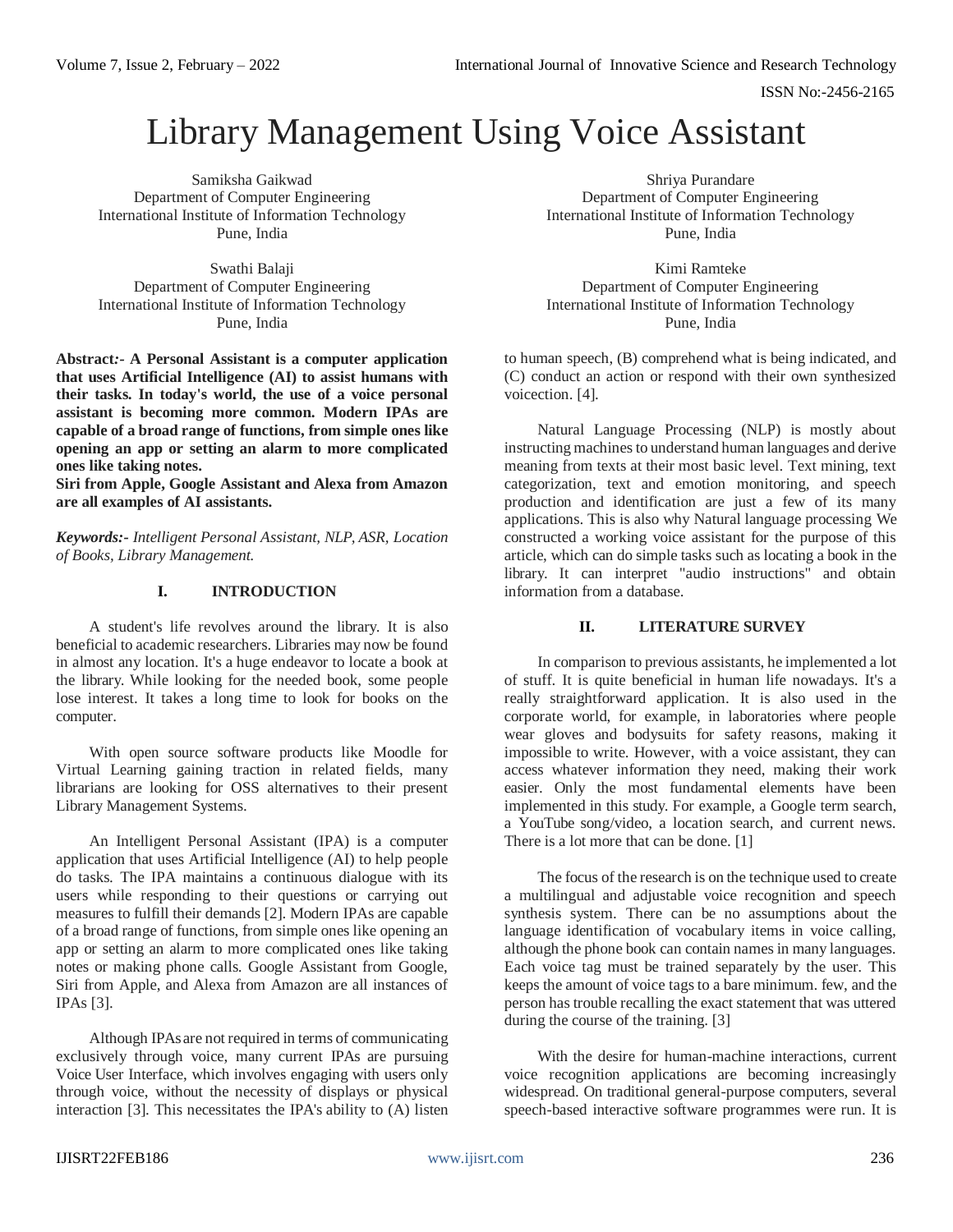# Library Management Using Voice Assistant

Samiksha Gaikwad
Department of Computer Engineering
International Institute of Information Technology
Pune, India

Shriya Purandare
Department of Computer Engineering
International Institute of Information Technology
Pune, India

Swathi Balaji
Department of Computer Engineering
International Institute of Information Technology
Pune, India

Kimi Ramteke
Department of Computer Engineering
International Institute of Information Technology
Pune, India

**Abstract:- A Personal Assistant is a computer application that uses Artificial Intelligence (AI) to assist humans with their tasks. In today's world, the use of a voice personal assistant is becoming more common. Modern IPAs are capable of a broad range of functions, from simple ones like opening an app or setting an alarm to more complicated ones like taking notes.**
**Siri from Apple, Google Assistant and Alexa from Amazon are all examples of AI assistants.**

***Keywords:-*** *Intelligent Personal Assistant, NLP, ASR, Location of Books, Library Management.*

## I. INTRODUCTION

A student's life revolves around the library. It is also beneficial to academic researchers. Libraries may now be found in almost any location. It's a huge endeavor to locate a book at the library. While looking for the needed book, some people lose interest. It takes a long time to look for books on the computer.

With open source software products like Moodle for Virtual Learning gaining traction in related fields, many librarians are looking for OSS alternatives to their present Library Management Systems.

An Intelligent Personal Assistant (IPA) is a computer application that uses Artificial Intelligence (AI) to help people do tasks. The IPA maintains a continuous dialogue with its users while responding to their questions or carrying out measures to fulfill their demands [2]. Modern IPAs are capable of a broad range of functions, from simple ones like opening an app or setting an alarm to more complicated ones like taking notes or making phone calls. Google Assistant from Google, Siri from Apple, and Alexa from Amazon are all instances of IPAs [3].

Although IPAs are not required in terms of communicating exclusively through voice, many current IPAs are pursuing Voice User Interface, which involves engaging with users only through voice, without the necessity of displays or physical interaction [3]. This necessitates the IPA's ability to (A) listen to human speech, (B) comprehend what is being indicated, and (C) conduct an action or respond with their own synthesized voicection. [4].

Natural Language Processing (NLP) is mostly about instructing machines to understand human languages and derive meaning from texts at their most basic level. Text mining, text categorization, text and emotion monitoring, and speech production and identification are just a few of its many applications. This is also why Natural language processing We constructed a working voice assistant for the purpose of this article, which can do simple tasks such as locating a book in the library. It can interpret "audio instructions" and obtain information from a database.

## II. LITERATURE SURVEY

In comparison to previous assistants, he implemented a lot of stuff. It is quite beneficial in human life nowadays. It's a really straightforward application. It is also used in the corporate world, for example, in laboratories where people wear gloves and bodysuits for safety reasons, making it impossible to write. However, with a voice assistant, they can access whatever information they need, making their work easier. Only the most fundamental elements have been implemented in this study. For example, a Google term search, a YouTube song/video, a location search, and current news. There is a lot more that can be done. [1]

The focus of the research is on the technique used to create a multilingual and adjustable voice recognition and speech synthesis system. There can be no assumptions about the language identification of vocabulary items in voice calling, although the phone book can contain names in many languages. Each voice tag must be trained separately by the user. This keeps the amount of voice tags to a bare minimum. few, and the person has trouble recalling the exact statement that was uttered during the course of the training. [3]

With the desire for human-machine interactions, current voice recognition applications are becoming increasingly widespread. On traditional general-purpose computers, several speech-based interactive software programmes were run. It is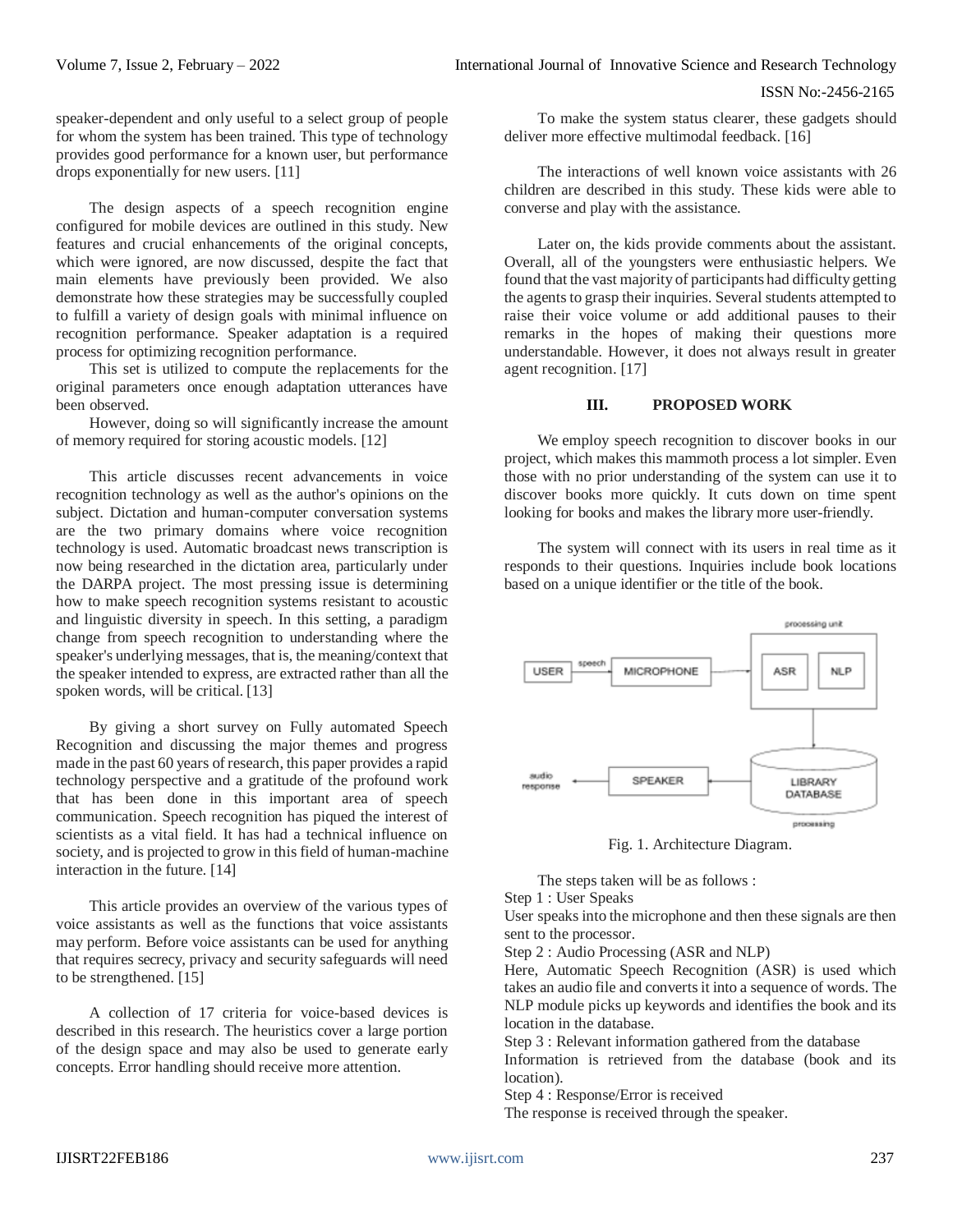speaker-dependent and only useful to a select group of people for whom the system has been trained. This type of technology provides good performance for a known user, but performance drops exponentially for new users. [11]

The design aspects of a speech recognition engine configured for mobile devices are outlined in this study. New features and crucial enhancements of the original concepts, which were ignored, are now discussed, despite the fact that main elements have previously been provided. We also demonstrate how these strategies may be successfully coupled to fulfill a variety of design goals with minimal influence on recognition performance. Speaker adaptation is a required process for optimizing recognition performance.

This set is utilized to compute the replacements for the original parameters once enough adaptation utterances have been observed.

However, doing so will significantly increase the amount of memory required for storing acoustic models. [12]

This article discusses recent advancements in voice recognition technology as well as the author's opinions on the subject. Dictation and human-computer conversation systems are the two primary domains where voice recognition technology is used. Automatic broadcast news transcription is now being researched in the dictation area, particularly under the DARPA project. The most pressing issue is determining how to make speech recognition systems resistant to acoustic and linguistic diversity in speech. In this setting, a paradigm change from speech recognition to understanding where the speaker's underlying messages, that is, the meaning/context that the speaker intended to express, are extracted rather than all the spoken words, will be critical. [13]

By giving a short survey on Fully automated Speech Recognition and discussing the major themes and progress made in the past 60 years of research, this paper provides a rapid technology perspective and a gratitude of the profound work that has been done in this important area of speech communication. Speech recognition has piqued the interest of scientists as a vital field. It has had a technical influence on society, and is projected to grow in this field of human-machine interaction in the future. [14]

This article provides an overview of the various types of voice assistants as well as the functions that voice assistants may perform. Before voice assistants can be used for anything that requires secrecy, privacy and security safeguards will need to be strengthened. [15]

A collection of 17 criteria for voice-based devices is described in this research. The heuristics cover a large portion of the design space and may also be used to generate early concepts. Error handling should receive more attention.

To make the system status clearer, these gadgets should deliver more effective multimodal feedback. [16]

The interactions of well known voice assistants with 26 children are described in this study. These kids were able to converse and play with the assistance.

Later on, the kids provide comments about the assistant. Overall, all of the youngsters were enthusiastic helpers. We found that the vast majority of participants had difficulty getting the agents to grasp their inquiries. Several students attempted to raise their voice volume or add additional pauses to their remarks in the hopes of making their questions more understandable. However, it does not always result in greater agent recognition. [17]

## III. PROPOSED WORK

We employ speech recognition to discover books in our project, which makes this mammoth process a lot simpler. Even those with no prior understanding of the system can use it to discover books more quickly. It cuts down on time spent looking for books and makes the library more user-friendly.

The system will connect with its users in real time as it responds to their questions. Inquiries include book locations based on a unique identifier or the title of the book.

Fig. 1. Architecture Diagram.

The steps taken will be as follows :

Step 1 : User Speaks

User speaks into the microphone and then these signals are then sent to the processor.

Step 2 : Audio Processing (ASR and NLP)

Here, Automatic Speech Recognition (ASR) is used which takes an audio file and converts it into a sequence of words. The NLP module picks up keywords and identifies the book and its location in the database.

Step 3 : Relevant information gathered from the database

Information is retrieved from the database (book and its location).

Step 4 : Response/Error is received

The response is received through the speaker.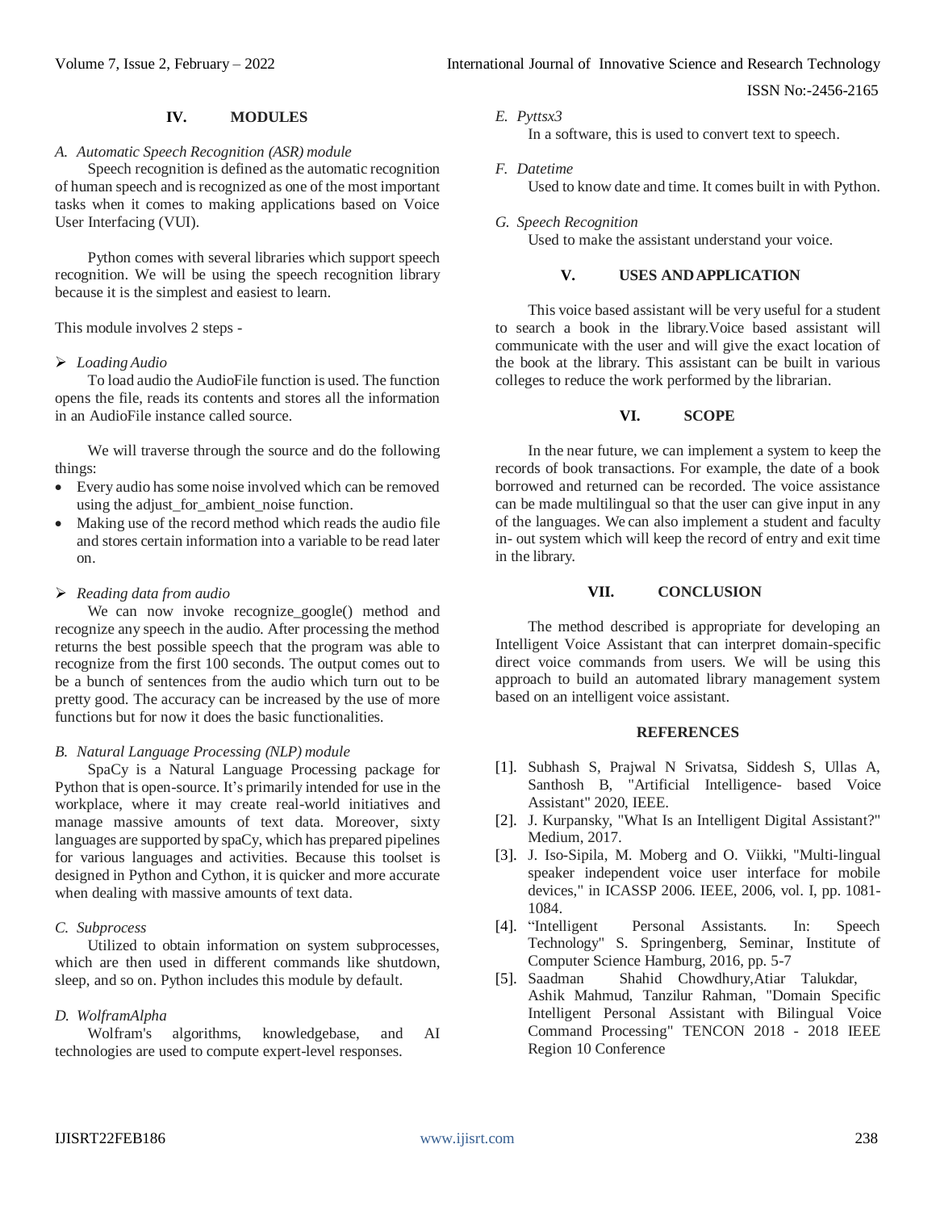## IV. MODULES

### A. *Automatic Speech Recognition (ASR) module*

Speech recognition is defined as the automatic recognition of human speech and is recognized as one of the most important tasks when it comes to making applications based on Voice User Interfacing (VUI).

Python comes with several libraries which support speech recognition. We will be using the speech recognition library because it is the simplest and easiest to learn.

This module involves 2 steps -

- *Loading Audio*

To load audio the AudioFile function is used. The function opens the file, reads its contents and stores all the information in an AudioFile instance called source.

We will traverse through the source and do the following things:

- Every audio has some noise involved which can be removed using the adjust_for_ambient_noise function.
- Making use of the record method which reads the audio file and stores certain information into a variable to be read later on.

- *Reading data from audio*

We can now invoke recognize_google() method and recognize any speech in the audio. After processing the method returns the best possible speech that the program was able to recognize from the first 100 seconds. The output comes out to be a bunch of sentences from the audio which turn out to be pretty good. The accuracy can be increased by the use of more functions but for now it does the basic functionalities.

### B. *Natural Language Processing (NLP) module*

SpaCy is a Natural Language Processing package for Python that is open-source. It's primarily intended for use in the workplace, where it may create real-world initiatives and manage massive amounts of text data. Moreover, sixty languages are supported by spaCy, which has prepared pipelines for various languages and activities. Because this toolset is designed in Python and Cython, it is quicker and more accurate when dealing with massive amounts of text data.

### C. *Subprocess*

Utilized to obtain information on system subprocesses, which are then used in different commands like shutdown, sleep, and so on. Python includes this module by default.

### D. *WolframAlpha*

Wolfram's algorithms, knowledgebase, and AI technologies are used to compute expert-level responses.

### E. *Pyttsx3*

In a software, this is used to convert text to speech.

### F. *Datetime*

Used to know date and time. It comes built in with Python.

### G. *Speech Recognition*

Used to make the assistant understand your voice.

## V. USES AND APPLICATION

This voice based assistant will be very useful for a student to search a book in the library.Voice based assistant will communicate with the user and will give the exact location of the book at the library. This assistant can be built in various colleges to reduce the work performed by the librarian.

## VI. SCOPE

In the near future, we can implement a system to keep the records of book transactions. For example, the date of a book borrowed and returned can be recorded. The voice assistance can be made multilingual so that the user can give input in any of the languages. We can also implement a student and faculty in- out system which will keep the record of entry and exit time in the library.

## VII. CONCLUSION

The method described is appropriate for developing an Intelligent Voice Assistant that can interpret domain-specific direct voice commands from users. We will be using this approach to build an automated library management system based on an intelligent voice assistant.

## REFERENCES

[1]. Subhash S, Prajwal N Srivatsa, Siddesh S, Ullas A, Santhosh B, "Artificial Intelligence- based Voice Assistant" 2020, IEEE.

[2]. J. Kurpansky, "What Is an Intelligent Digital Assistant?" Medium, 2017.

[3]. J. Iso-Sipila, M. Moberg and O. Viikki, "Multi-lingual speaker independent voice user interface for mobile devices," in ICASSP 2006. IEEE, 2006, vol. I, pp. 1081-1084.

[4]. "Intelligent Personal Assistants. In: Speech Technology" S. Springenberg, Seminar, Institute of Computer Science Hamburg, 2016, pp. 5-7

[5]. Saadman Shahid Chowdhury,Atiar Talukdar, Ashik Mahmud, Tanzilur Rahman, "Domain Specific Intelligent Personal Assistant with Bilingual Voice Command Processing" TENCON 2018 - 2018 IEEE Region 10 Conference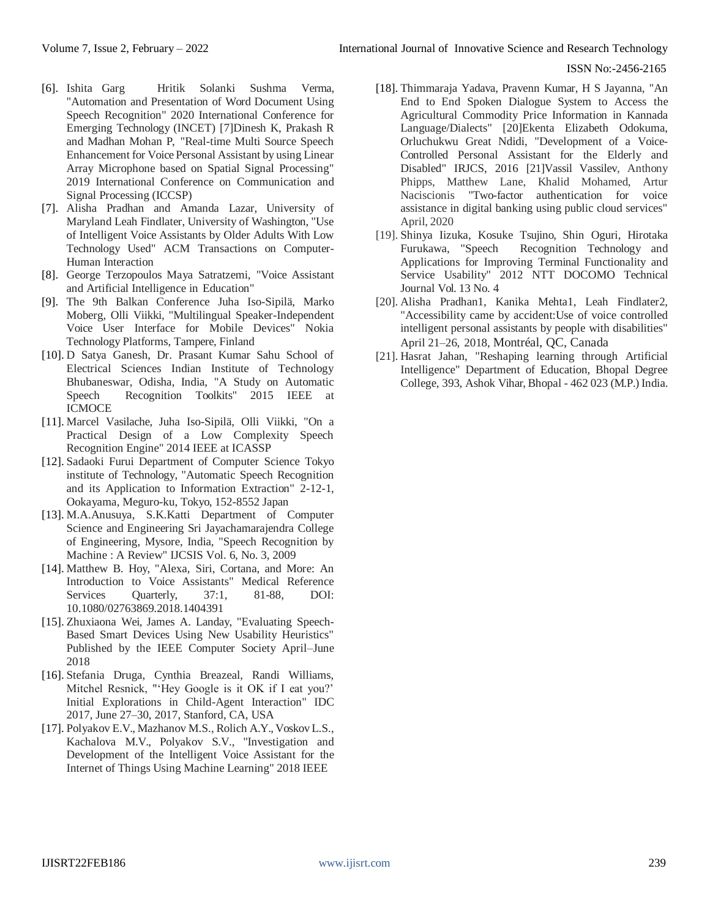[6]. Ishita Garg Hritik Solanki Sushma Verma, "Automation and Presentation of Word Document Using Speech Recognition" 2020 International Conference for Emerging Technology (INCET) [7]Dinesh K, Prakash R and Madhan Mohan P, "Real-time Multi Source Speech Enhancement for Voice Personal Assistant by using Linear Array Microphone based on Spatial Signal Processing" 2019 International Conference on Communication and Signal Processing (ICCSP)

[7]. Alisha Pradhan and Amanda Lazar, University of Maryland Leah Findlater, University of Washington, "Use of Intelligent Voice Assistants by Older Adults With Low Technology Used" ACM Transactions on Computer-Human Interaction

[8]. George Terzopoulos Maya Satratzemi, "Voice Assistant and Artificial Intelligence in Education"

[9]. The 9th Balkan Conference Juha Iso-Sipilä, Marko Moberg, Olli Viikki, "Multilingual Speaker-Independent Voice User Interface for Mobile Devices" Nokia Technology Platforms, Tampere, Finland

[10]. D Satya Ganesh, Dr. Prasant Kumar Sahu School of Electrical Sciences Indian Institute of Technology Bhubaneswar, Odisha, India, "A Study on Automatic Speech Recognition Toolkits" 2015 IEEE at ICMOCE

[11]. Marcel Vasilache, Juha Iso-Sipilä, Olli Viikki, "On a Practical Design of a Low Complexity Speech Recognition Engine" 2014 IEEE at ICASSP

[12]. Sadaoki Furui Department of Computer Science Tokyo institute of Technology, "Automatic Speech Recognition and its Application to Information Extraction" 2-12-1, Ookayama, Meguro-ku, Tokyo, 152-8552 Japan

[13]. M.A.Anusuya, S.K.Katti Department of Computer Science and Engineering Sri Jayachamarajendra College of Engineering, Mysore, India, "Speech Recognition by Machine : A Review" IJCSIS Vol. 6, No. 3, 2009

[14]. Matthew B. Hoy, "Alexa, Siri, Cortana, and More: An Introduction to Voice Assistants" Medical Reference Services Quarterly, 37:1, 81-88, DOI: 10.1080/02763869.2018.1404391

[15]. Zhuxiaona Wei, James A. Landay, "Evaluating Speech-Based Smart Devices Using New Usability Heuristics" Published by the IEEE Computer Society April–June 2018

[16]. Stefania Druga, Cynthia Breazeal, Randi Williams, Mitchel Resnick, "'Hey Google is it OK if I eat you?' Initial Explorations in Child-Agent Interaction" IDC 2017, June 27–30, 2017, Stanford, CA, USA

[17]. Polyakov E.V., Mazhanov M.S., Rolich A.Y., Voskov L.S., Kachalova M.V., Polyakov S.V., "Investigation and Development of the Intelligent Voice Assistant for the Internet of Things Using Machine Learning" 2018 IEEE

[18]. Thimmaraja Yadava, Pravenn Kumar, H S Jayanna, "An End to End Spoken Dialogue System to Access the Agricultural Commodity Price Information in Kannada Language/Dialects" [20]Ekenta Elizabeth Odokuma, Orluchukwu Great Ndidi, "Development of a Voice-Controlled Personal Assistant for the Elderly and Disabled" IRJCS, 2016 [21]Vassil Vassilev, Anthony Phipps, Matthew Lane, Khalid Mohamed, Artur Naciscionis "Two-factor authentication for voice assistance in digital banking using public cloud services" April, 2020

[19]. Shinya Iizuka, Kosuke Tsujino, Shin Oguri, Hirotaka Furukawa, "Speech Recognition Technology and Applications for Improving Terminal Functionality and Service Usability" 2012 NTT DOCOMO Technical Journal Vol. 13 No. 4

[20]. Alisha Pradhan1, Kanika Mehta1, Leah Findlater2, "Accessibility came by accident:Use of voice controlled intelligent personal assistants by people with disabilities" April 21–26, 2018, Montréal, QC, Canada

[21]. Hasrat Jahan, "Reshaping learning through Artificial Intelligence" Department of Education, Bhopal Degree College, 393, Ashok Vihar, Bhopal - 462 023 (M.P.) India.